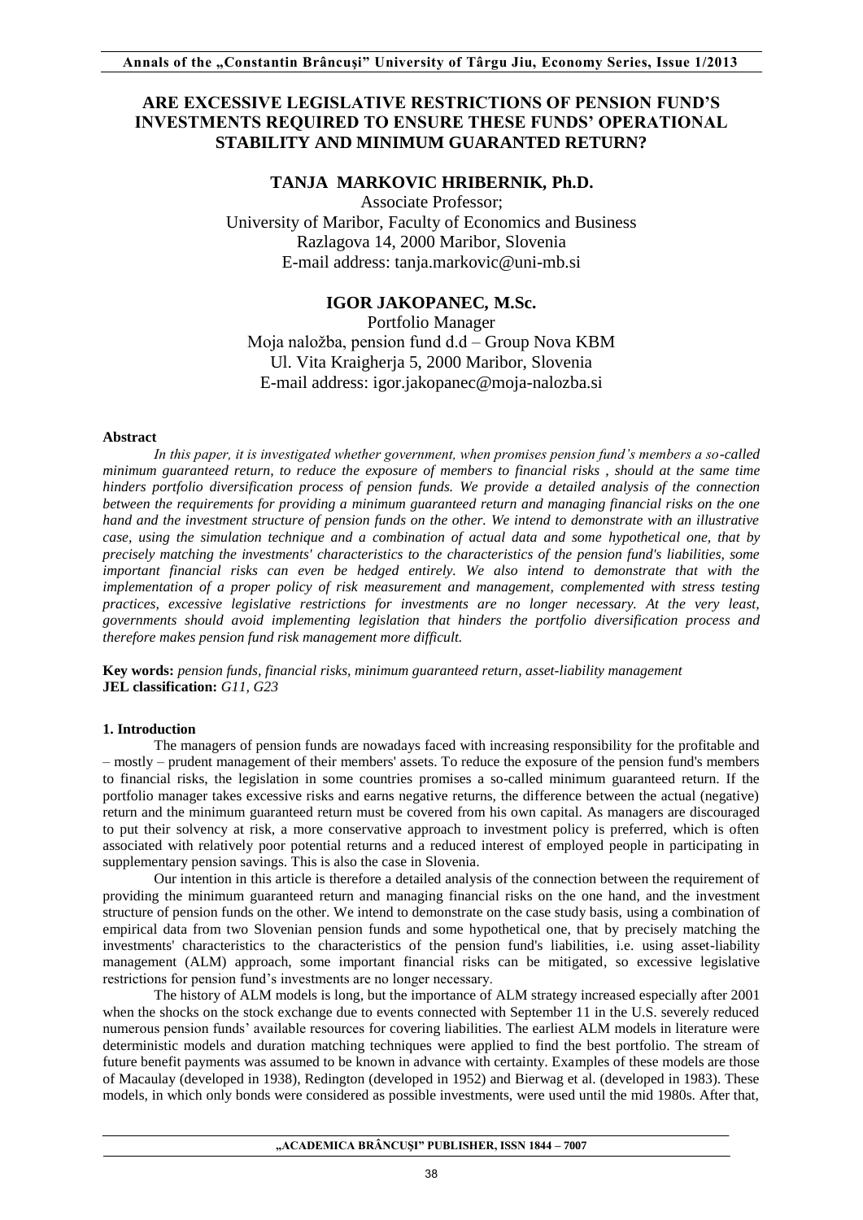# ARE EXCESSIVE LEGISLATIVE RESTRICTIONS OF PENSION FUND'S INVESTMENTS REQUIRED TO ENSURE THESE FUNDS' OPERATIONAL STABILITY AND MINIMUM GUARANTED RETURN?

**TANJA MARKOVIC HRIBERNIK, Ph.D.**

Associate Professor;
University of Maribor, Faculty of Economics and Business
Razlagova 14, 2000 Maribor, Slovenia
E-mail address: tanja.markovic@uni-mb.si

**IGOR JAKOPANEC, M.Sc.**

Portfolio Manager
Moja naložba, pension fund d.d – Group Nova KBM
Ul. Vita Kraigherja 5, 2000 Maribor, Slovenia
E-mail address: igor.jakopanec@moja-nalozba.si

**Abstract**

*In this paper, it is investigated whether government, when promises pension fund's members a so-called minimum guaranteed return, to reduce the exposure of members to financial risks , should at the same time hinders portfolio diversification process of pension funds. We provide a detailed analysis of the connection between the requirements for providing a minimum guaranteed return and managing financial risks on the one hand and the investment structure of pension funds on the other. We intend to demonstrate with an illustrative case, using the simulation technique and a combination of actual data and some hypothetical one, that by precisely matching the investments' characteristics to the characteristics of the pension fund's liabilities, some important financial risks can even be hedged entirely. We also intend to demonstrate that with the implementation of a proper policy of risk measurement and management, complemented with stress testing practices, excessive legislative restrictions for investments are no longer necessary. At the very least, governments should avoid implementing legislation that hinders the portfolio diversification process and therefore makes pension fund risk management more difficult.*

**Key words:** *pension funds, financial risks, minimum guaranteed return, asset-liability management*
**JEL classification:** *G11, G23*

## 1. Introduction

The managers of pension funds are nowadays faced with increasing responsibility for the profitable and – mostly – prudent management of their members' assets. To reduce the exposure of the pension fund's members to financial risks, the legislation in some countries promises a so-called minimum guaranteed return. If the portfolio manager takes excessive risks and earns negative returns, the difference between the actual (negative) return and the minimum guaranteed return must be covered from his own capital. As managers are discouraged to put their solvency at risk, a more conservative approach to investment policy is preferred, which is often associated with relatively poor potential returns and a reduced interest of employed people in participating in supplementary pension savings. This is also the case in Slovenia.

Our intention in this article is therefore a detailed analysis of the connection between the requirement of providing the minimum guaranteed return and managing financial risks on the one hand, and the investment structure of pension funds on the other. We intend to demonstrate on the case study basis, using a combination of empirical data from two Slovenian pension funds and some hypothetical one, that by precisely matching the investments' characteristics to the characteristics of the pension fund's liabilities, i.e. using asset-liability management (ALM) approach, some important financial risks can be mitigated, so excessive legislative restrictions for pension fund's investments are no longer necessary.

The history of ALM models is long, but the importance of ALM strategy increased especially after 2001 when the shocks on the stock exchange due to events connected with September 11 in the U.S. severely reduced numerous pension funds' available resources for covering liabilities. The earliest ALM models in literature were deterministic models and duration matching techniques were applied to find the best portfolio. The stream of future benefit payments was assumed to be known in advance with certainty. Examples of these models are those of Macaulay (developed in 1938), Redington (developed in 1952) and Bierwag et al. (developed in 1983). These models, in which only bonds were considered as possible investments, were used until the mid 1980s. After that,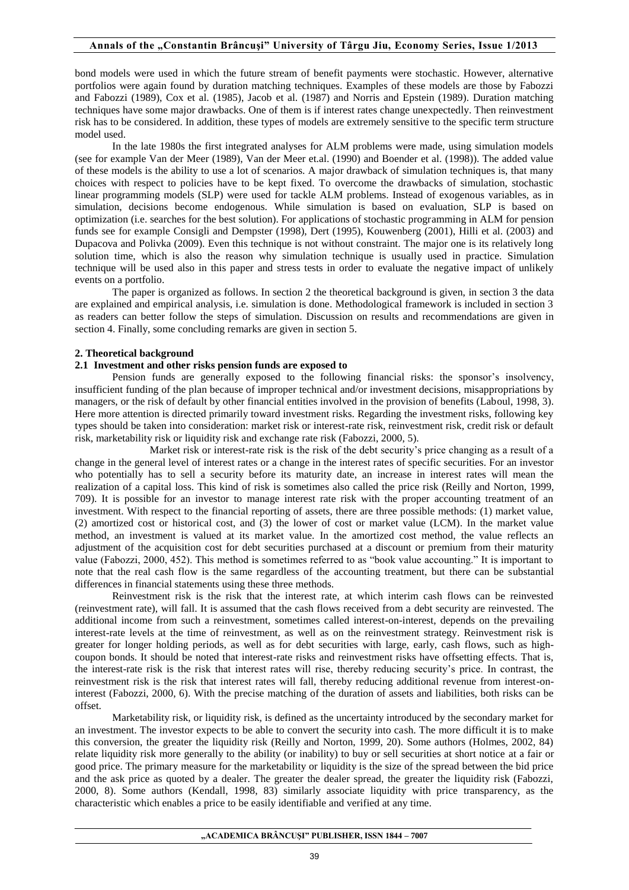bond models were used in which the future stream of benefit payments were stochastic. However, alternative portfolios were again found by duration matching techniques. Examples of these models are those by Fabozzi and Fabozzi (1989), Cox et al. (1985), Jacob et al. (1987) and Norris and Epstein (1989). Duration matching techniques have some major drawbacks. One of them is if interest rates change unexpectedly. Then reinvestment risk has to be considered. In addition, these types of models are extremely sensitive to the specific term structure model used.

In the late 1980s the first integrated analyses for ALM problems were made, using simulation models (see for example Van der Meer (1989), Van der Meer et.al. (1990) and Boender et al. (1998)). The added value of these models is the ability to use a lot of scenarios. A major drawback of simulation techniques is, that many choices with respect to policies have to be kept fixed. To overcome the drawbacks of simulation, stochastic linear programming models (SLP) were used for tackle ALM problems. Instead of exogenous variables, as in simulation, decisions become endogenous. While simulation is based on evaluation, SLP is based on optimization (i.e. searches for the best solution). For applications of stochastic programming in ALM for pension funds see for example Consigli and Dempster (1998), Dert (1995), Kouwenberg (2001), Hilli et al. (2003) and Dupacova and Polivka (2009). Even this technique is not without constraint. The major one is its relatively long solution time, which is also the reason why simulation technique is usually used in practice. Simulation technique will be used also in this paper and stress tests in order to evaluate the negative impact of unlikely events on a portfolio.

The paper is organized as follows. In section 2 the theoretical background is given, in section 3 the data are explained and empirical analysis, i.e. simulation is done. Methodological framework is included in section 3 as readers can better follow the steps of simulation. Discussion on results and recommendations are given in section 4. Finally, some concluding remarks are given in section 5.

## 2. Theoretical background

### 2.1 Investment and other risks pension funds are exposed to

Pension funds are generally exposed to the following financial risks: the sponsor's insolvency, insufficient funding of the plan because of improper technical and/or investment decisions, misappropriations by managers, or the risk of default by other financial entities involved in the provision of benefits (Laboul, 1998, 3). Here more attention is directed primarily toward investment risks. Regarding the investment risks, following key types should be taken into consideration: market risk or interest-rate risk, reinvestment risk, credit risk or default risk, marketability risk or liquidity risk and exchange rate risk (Fabozzi, 2000, 5).

Market risk or interest-rate risk is the risk of the debt security's price changing as a result of a change in the general level of interest rates or a change in the interest rates of specific securities. For an investor who potentially has to sell a security before its maturity date, an increase in interest rates will mean the realization of a capital loss. This kind of risk is sometimes also called the price risk (Reilly and Norton, 1999, 709). It is possible for an investor to manage interest rate risk with the proper accounting treatment of an investment. With respect to the financial reporting of assets, there are three possible methods: (1) market value, (2) amortized cost or historical cost, and (3) the lower of cost or market value (LCM). In the market value method, an investment is valued at its market value. In the amortized cost method, the value reflects an adjustment of the acquisition cost for debt securities purchased at a discount or premium from their maturity value (Fabozzi, 2000, 452). This method is sometimes referred to as "book value accounting." It is important to note that the real cash flow is the same regardless of the accounting treatment, but there can be substantial differences in financial statements using these three methods.

Reinvestment risk is the risk that the interest rate, at which interim cash flows can be reinvested (reinvestment rate), will fall. It is assumed that the cash flows received from a debt security are reinvested. The additional income from such a reinvestment, sometimes called interest-on-interest, depends on the prevailing interest-rate levels at the time of reinvestment, as well as on the reinvestment strategy. Reinvestment risk is greater for longer holding periods, as well as for debt securities with large, early, cash flows, such as high-coupon bonds. It should be noted that interest-rate risks and reinvestment risks have offsetting effects. That is, the interest-rate risk is the risk that interest rates will rise, thereby reducing security's price. In contrast, the reinvestment risk is the risk that interest rates will fall, thereby reducing additional revenue from interest-on-interest (Fabozzi, 2000, 6). With the precise matching of the duration of assets and liabilities, both risks can be offset.

Marketability risk, or liquidity risk, is defined as the uncertainty introduced by the secondary market for an investment. The investor expects to be able to convert the security into cash. The more difficult it is to make this conversion, the greater the liquidity risk (Reilly and Norton, 1999, 20). Some authors (Holmes, 2002, 84) relate liquidity risk more generally to the ability (or inability) to buy or sell securities at short notice at a fair or good price. The primary measure for the marketability or liquidity is the size of the spread between the bid price and the ask price as quoted by a dealer. The greater the dealer spread, the greater the liquidity risk (Fabozzi, 2000, 8). Some authors (Kendall, 1998, 83) similarly associate liquidity with price transparency, as the characteristic which enables a price to be easily identifiable and verified at any time.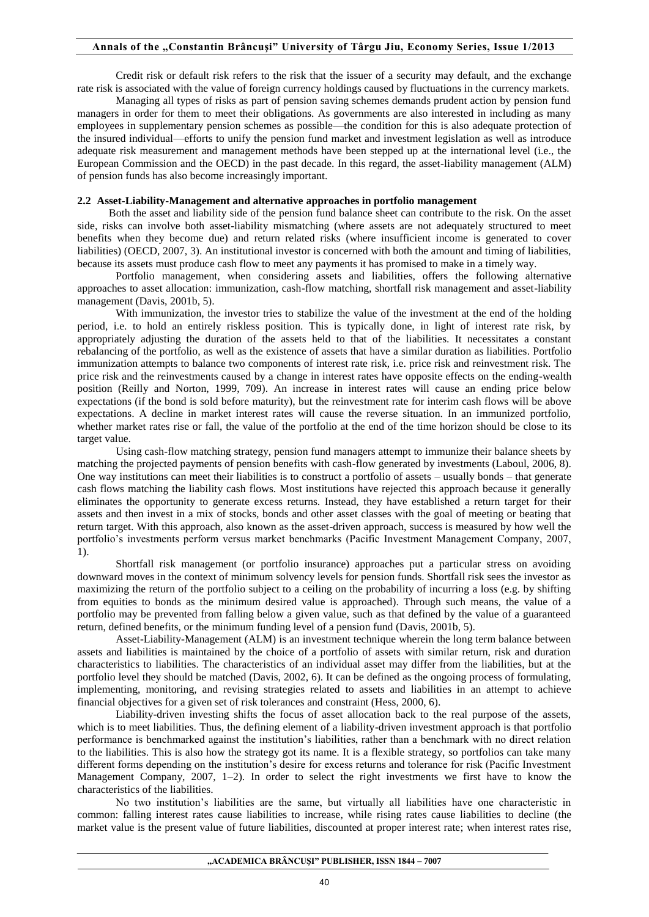Credit risk or default risk refers to the risk that the issuer of a security may default, and the exchange rate risk is associated with the value of foreign currency holdings caused by fluctuations in the currency markets.

Managing all types of risks as part of pension saving schemes demands prudent action by pension fund managers in order for them to meet their obligations. As governments are also interested in including as many employees in supplementary pension schemes as possible—the condition for this is also adequate protection of the insured individual—efforts to unify the pension fund market and investment legislation as well as introduce adequate risk measurement and management methods have been stepped up at the international level (i.e., the European Commission and the OECD) in the past decade. In this regard, the asset-liability management (ALM) of pension funds has also become increasingly important.

### 2.2 Asset-Liability-Management and alternative approaches in portfolio management

Both the asset and liability side of the pension fund balance sheet can contribute to the risk. On the asset side, risks can involve both asset-liability mismatching (where assets are not adequately structured to meet benefits when they become due) and return related risks (where insufficient income is generated to cover liabilities) (OECD, 2007, 3). An institutional investor is concerned with both the amount and timing of liabilities, because its assets must produce cash flow to meet any payments it has promised to make in a timely way.

Portfolio management, when considering assets and liabilities, offers the following alternative approaches to asset allocation: immunization, cash-flow matching, shortfall risk management and asset-liability management (Davis, 2001b, 5).

With immunization, the investor tries to stabilize the value of the investment at the end of the holding period, i.e. to hold an entirely riskless position. This is typically done, in light of interest rate risk, by appropriately adjusting the duration of the assets held to that of the liabilities. It necessitates a constant rebalancing of the portfolio, as well as the existence of assets that have a similar duration as liabilities. Portfolio immunization attempts to balance two components of interest rate risk, i.e. price risk and reinvestment risk. The price risk and the reinvestments caused by a change in interest rates have opposite effects on the ending-wealth position (Reilly and Norton, 1999, 709). An increase in interest rates will cause an ending price below expectations (if the bond is sold before maturity), but the reinvestment rate for interim cash flows will be above expectations. A decline in market interest rates will cause the reverse situation. In an immunized portfolio, whether market rates rise or fall, the value of the portfolio at the end of the time horizon should be close to its target value.

Using cash-flow matching strategy, pension fund managers attempt to immunize their balance sheets by matching the projected payments of pension benefits with cash-flow generated by investments (Laboul, 2006, 8). One way institutions can meet their liabilities is to construct a portfolio of assets – usually bonds – that generate cash flows matching the liability cash flows. Most institutions have rejected this approach because it generally eliminates the opportunity to generate excess returns. Instead, they have established a return target for their assets and then invest in a mix of stocks, bonds and other asset classes with the goal of meeting or beating that return target. With this approach, also known as the asset-driven approach, success is measured by how well the portfolio's investments perform versus market benchmarks (Pacific Investment Management Company, 2007, 1).

Shortfall risk management (or portfolio insurance) approaches put a particular stress on avoiding downward moves in the context of minimum solvency levels for pension funds. Shortfall risk sees the investor as maximizing the return of the portfolio subject to a ceiling on the probability of incurring a loss (e.g. by shifting from equities to bonds as the minimum desired value is approached). Through such means, the value of a portfolio may be prevented from falling below a given value, such as that defined by the value of a guaranteed return, defined benefits, or the minimum funding level of a pension fund (Davis, 2001b, 5).

Asset-Liability-Management (ALM) is an investment technique wherein the long term balance between assets and liabilities is maintained by the choice of a portfolio of assets with similar return, risk and duration characteristics to liabilities. The characteristics of an individual asset may differ from the liabilities, but at the portfolio level they should be matched (Davis, 2002, 6). It can be defined as the ongoing process of formulating, implementing, monitoring, and revising strategies related to assets and liabilities in an attempt to achieve financial objectives for a given set of risk tolerances and constraint (Hess, 2000, 6).

Liability-driven investing shifts the focus of asset allocation back to the real purpose of the assets, which is to meet liabilities. Thus, the defining element of a liability-driven investment approach is that portfolio performance is benchmarked against the institution's liabilities, rather than a benchmark with no direct relation to the liabilities. This is also how the strategy got its name. It is a flexible strategy, so portfolios can take many different forms depending on the institution's desire for excess returns and tolerance for risk (Pacific Investment Management Company, 2007, 1–2). In order to select the right investments we first have to know the characteristics of the liabilities.

No two institution's liabilities are the same, but virtually all liabilities have one characteristic in common: falling interest rates cause liabilities to increase, while rising rates cause liabilities to decline (the market value is the present value of future liabilities, discounted at proper interest rate; when interest rates rise,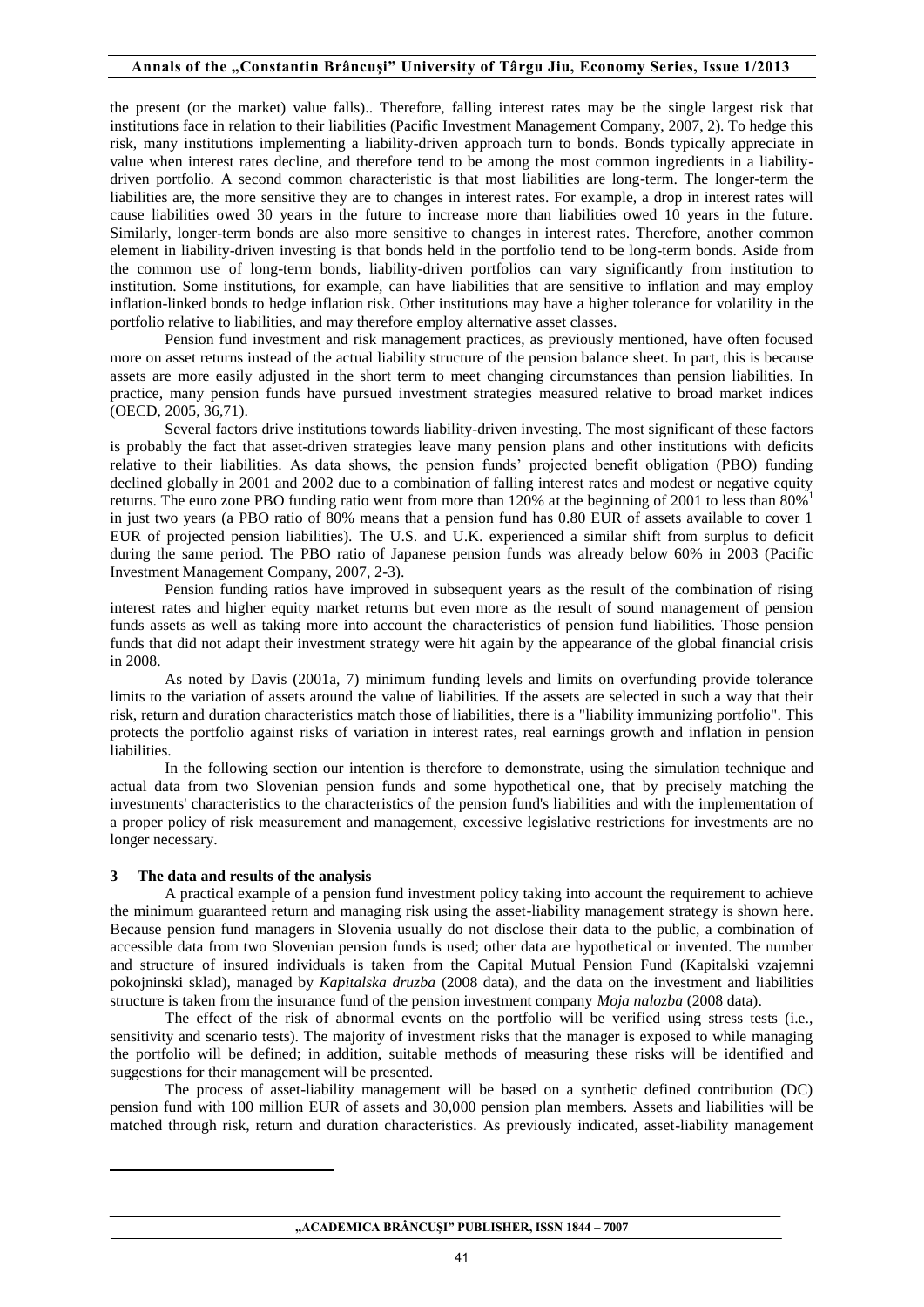the present (or the market) value falls).. Therefore, falling interest rates may be the single largest risk that institutions face in relation to their liabilities (Pacific Investment Management Company, 2007, 2). To hedge this risk, many institutions implementing a liability-driven approach turn to bonds. Bonds typically appreciate in value when interest rates decline, and therefore tend to be among the most common ingredients in a liability-driven portfolio. A second common characteristic is that most liabilities are long-term. The longer-term the liabilities are, the more sensitive they are to changes in interest rates. For example, a drop in interest rates will cause liabilities owed 30 years in the future to increase more than liabilities owed 10 years in the future. Similarly, longer-term bonds are also more sensitive to changes in interest rates. Therefore, another common element in liability-driven investing is that bonds held in the portfolio tend to be long-term bonds. Aside from the common use of long-term bonds, liability-driven portfolios can vary significantly from institution to institution. Some institutions, for example, can have liabilities that are sensitive to inflation and may employ inflation-linked bonds to hedge inflation risk. Other institutions may have a higher tolerance for volatility in the portfolio relative to liabilities, and may therefore employ alternative asset classes.

Pension fund investment and risk management practices, as previously mentioned, have often focused more on asset returns instead of the actual liability structure of the pension balance sheet. In part, this is because assets are more easily adjusted in the short term to meet changing circumstances than pension liabilities. In practice, many pension funds have pursued investment strategies measured relative to broad market indices (OECD, 2005, 36,71).

Several factors drive institutions towards liability-driven investing. The most significant of these factors is probably the fact that asset-driven strategies leave many pension plans and other institutions with deficits relative to their liabilities. As data shows, the pension funds' projected benefit obligation (PBO) funding declined globally in 2001 and 2002 due to a combination of falling interest rates and modest or negative equity returns. The euro zone PBO funding ratio went from more than 120% at the beginning of 2001 to less than 80%[1] in just two years (a PBO ratio of 80% means that a pension fund has 0.80 EUR of assets available to cover 1 EUR of projected pension liabilities). The U.S. and U.K. experienced a similar shift from surplus to deficit during the same period. The PBO ratio of Japanese pension funds was already below 60% in 2003 (Pacific Investment Management Company, 2007, 2-3).

Pension funding ratios have improved in subsequent years as the result of the combination of rising interest rates and higher equity market returns but even more as the result of sound management of pension funds assets as well as taking more into account the characteristics of pension fund liabilities. Those pension funds that did not adapt their investment strategy were hit again by the appearance of the global financial crisis in 2008.

As noted by Davis (2001a, 7) minimum funding levels and limits on overfunding provide tolerance limits to the variation of assets around the value of liabilities. If the assets are selected in such a way that their risk, return and duration characteristics match those of liabilities, there is a "liability immunizing portfolio". This protects the portfolio against risks of variation in interest rates, real earnings growth and inflation in pension liabilities.

In the following section our intention is therefore to demonstrate, using the simulation technique and actual data from two Slovenian pension funds and some hypothetical one, that by precisely matching the investments' characteristics to the characteristics of the pension fund's liabilities and with the implementation of a proper policy of risk measurement and management, excessive legislative restrictions for investments are no longer necessary.

## 3 The data and results of the analysis

A practical example of a pension fund investment policy taking into account the requirement to achieve the minimum guaranteed return and managing risk using the asset-liability management strategy is shown here. Because pension fund managers in Slovenia usually do not disclose their data to the public, a combination of accessible data from two Slovenian pension funds is used; other data are hypothetical or invented. The number and structure of insured individuals is taken from the Capital Mutual Pension Fund (Kapitalski vzajemni pokojninski sklad), managed by *Kapitalska druzba* (2008 data), and the data on the investment and liabilities structure is taken from the insurance fund of the pension investment company *Moja nalozba* (2008 data).

The effect of the risk of abnormal events on the portfolio will be verified using stress tests (i.e., sensitivity and scenario tests). The majority of investment risks that the manager is exposed to while managing the portfolio will be defined; in addition, suitable methods of measuring these risks will be identified and suggestions for their management will be presented.

The process of asset-liability management will be based on a synthetic defined contribution (DC) pension fund with 100 million EUR of assets and 30,000 pension plan members. Assets and liabilities will be matched through risk, return and duration characteristics. As previously indicated, asset-liability management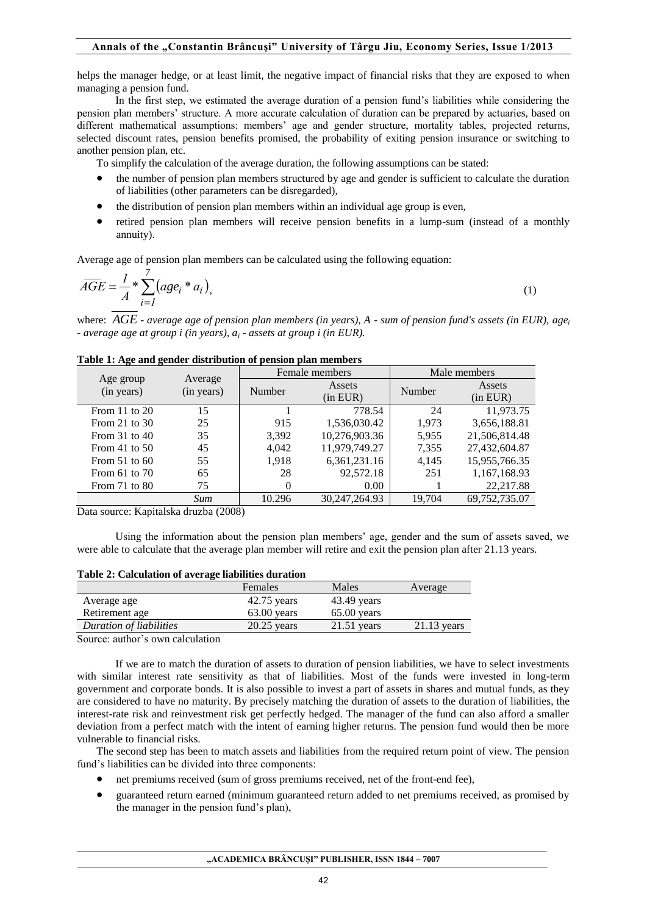helps the manager hedge, or at least limit, the negative impact of financial risks that they are exposed to when managing a pension fund.

In the first step, we estimated the average duration of a pension fund's liabilities while considering the pension plan members' structure. A more accurate calculation of duration can be prepared by actuaries, based on different mathematical assumptions: members' age and gender structure, mortality tables, projected returns, selected discount rates, pension benefits promised, the probability of exiting pension insurance or switching to another pension plan, etc.

To simplify the calculation of the average duration, the following assumptions can be stated:

- the number of pension plan members structured by age and gender is sufficient to calculate the duration of liabilities (other parameters can be disregarded),
- the distribution of pension plan members within an individual age group is even,
- retired pension plan members will receive pension benefits in a lump-sum (instead of a monthly annuity).

Average age of pension plan members can be calculated using the following equation:

$$\overline{AGE} = \frac{1}{A} * \sum_{i=1}^{7} \left( age_i * a_i \right), \quad (1)$$

where: $\overline{AGE}$ - *average age of pension plan members (in years), A - sum of pension fund's assets (in EUR), $age_i$ - average age at group i (in years), $a_i$ - assets at group i (in EUR).*

**Table 1: Age and gender distribution of pension plan members**

| Age group (in years) | Average (in years) | Female members | | Male members | |
|---|---|---|---|---|---|
| | | Number | Assets (in EUR) | Number | Assets (in EUR) |
| From 11 to 20 | 15 | 1 | 778.54 | 24 | 11,973.75 |
| From 21 to 30 | 25 | 915 | 1,536,030.42 | 1,973 | 3,656,188.81 |
| From 31 to 40 | 35 | 3,392 | 10,276,903.36 | 5,955 | 21,506,814.48 |
| From 41 to 50 | 45 | 4,042 | 11,979,749.27 | 7,355 | 27,432,604.87 |
| From 51 to 60 | 55 | 1,918 | 6,361,231.16 | 4,145 | 15,955,766.35 |
| From 61 to 70 | 65 | 28 | 92,572.18 | 251 | 1,167,168.93 |
| From 71 to 80 | 75 | 0 | 0.00 | 1 | 22,217.88 |
| | *Sum* | 10.296 | 30,247,264.93 | 19,704 | 69,752,735.07 |

Data source: Kapitalska druzba (2008)

Using the information about the pension plan members' age, gender and the sum of assets saved, we were able to calculate that the average plan member will retire and exit the pension plan after 21.13 years.

**Table 2: Calculation of average liabilities duration**

| | Females | Males | Average |
|---|---|---|---|
| Average age | 42.75 years | 43.49 years | |
| Retirement age | 63.00 years | 65.00 years | |
| *Duration of liabilities* | 20.25 years | 21.51 years | 21.13 years |

Source: author's own calculation

If we are to match the duration of assets to duration of pension liabilities, we have to select investments with similar interest rate sensitivity as that of liabilities. Most of the funds were invested in long-term government and corporate bonds. It is also possible to invest a part of assets in shares and mutual funds, as they are considered to have no maturity. By precisely matching the duration of assets to the duration of liabilities, the interest-rate risk and reinvestment risk get perfectly hedged. The manager of the fund can also afford a smaller deviation from a perfect match with the intent of earning higher returns. The pension fund would then be more vulnerable to financial risks.

The second step has been to match assets and liabilities from the required return point of view. The pension fund's liabilities can be divided into three components:

- net premiums received (sum of gross premiums received, net of the front-end fee),
- guaranteed return earned (minimum guaranteed return added to net premiums received, as promised by the manager in the pension fund's plan),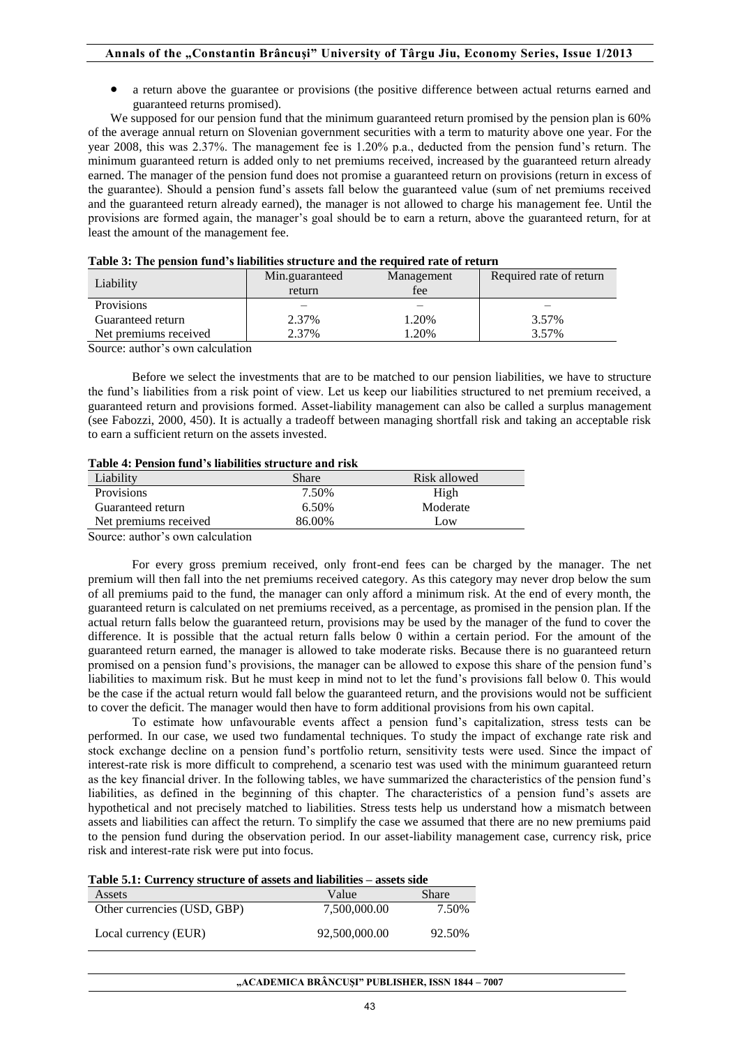- a return above the guarantee or provisions (the positive difference between actual returns earned and guaranteed returns promised).

We supposed for our pension fund that the minimum guaranteed return promised by the pension plan is 60% of the average annual return on Slovenian government securities with a term to maturity above one year. For the year 2008, this was 2.37%. The management fee is 1.20% p.a., deducted from the pension fund's return. The minimum guaranteed return is added only to net premiums received, increased by the guaranteed return already earned. The manager of the pension fund does not promise a guaranteed return on provisions (return in excess of the guarantee). Should a pension fund's assets fall below the guaranteed value (sum of net premiums received and the guaranteed return already earned), the manager is not allowed to charge his management fee. Until the provisions are formed again, the manager's goal should be to earn a return, above the guaranteed return, for at least the amount of the management fee.

**Table 3: The pension fund's liabilities structure and the required rate of return**

| Liability | Min.guaranteed return | Management fee | Required rate of return |
|---|---|---|---|
| Provisions | – | – | – |
| Guaranteed return | 2.37% | 1.20% | 3.57% |
| Net premiums received | 2.37% | 1.20% | 3.57% |

Source: author's own calculation

Before we select the investments that are to be matched to our pension liabilities, we have to structure the fund's liabilities from a risk point of view. Let us keep our liabilities structured to net premium received, a guaranteed return and provisions formed. Asset-liability management can also be called a surplus management (see Fabozzi, 2000, 450). It is actually a tradeoff between managing shortfall risk and taking an acceptable risk to earn a sufficient return on the assets invested.

**Table 4: Pension fund's liabilities structure and risk**

| Liability | Share | Risk allowed |
|---|---|---|
| Provisions | 7.50% | High |
| Guaranteed return | 6.50% | Moderate |
| Net premiums received | 86.00% | Low |

Source: author's own calculation

For every gross premium received, only front-end fees can be charged by the manager. The net premium will then fall into the net premiums received category. As this category may never drop below the sum of all premiums paid to the fund, the manager can only afford a minimum risk. At the end of every month, the guaranteed return is calculated on net premiums received, as a percentage, as promised in the pension plan. If the actual return falls below the guaranteed return, provisions may be used by the manager of the fund to cover the difference. It is possible that the actual return falls below 0 within a certain period. For the amount of the guaranteed return earned, the manager is allowed to take moderate risks. Because there is no guaranteed return promised on a pension fund's provisions, the manager can be allowed to expose this share of the pension fund's liabilities to maximum risk. But he must keep in mind not to let the fund's provisions fall below 0. This would be the case if the actual return would fall below the guaranteed return, and the provisions would not be sufficient to cover the deficit. The manager would then have to form additional provisions from his own capital.

To estimate how unfavourable events affect a pension fund's capitalization, stress tests can be performed. In our case, we used two fundamental techniques. To study the impact of exchange rate risk and stock exchange decline on a pension fund's portfolio return, sensitivity tests were used. Since the impact of interest-rate risk is more difficult to comprehend, a scenario test was used with the minimum guaranteed return as the key financial driver. In the following tables, we have summarized the characteristics of the pension fund's liabilities, as defined in the beginning of this chapter. The characteristics of a pension fund's assets are hypothetical and not precisely matched to liabilities. Stress tests help us understand how a mismatch between assets and liabilities can affect the return. To simplify the case we assumed that there are no new premiums paid to the pension fund during the observation period. In our asset-liability management case, currency risk, price risk and interest-rate risk were put into focus.

**Table 5.1: Currency structure of assets and liabilities – assets side**

| Assets | Value | Share |
|---|---|---|
| Other currencies (USD, GBP) | 7,500,000.00 | 7.50% |
| Local currency (EUR) | 92,500,000.00 | 92.50% |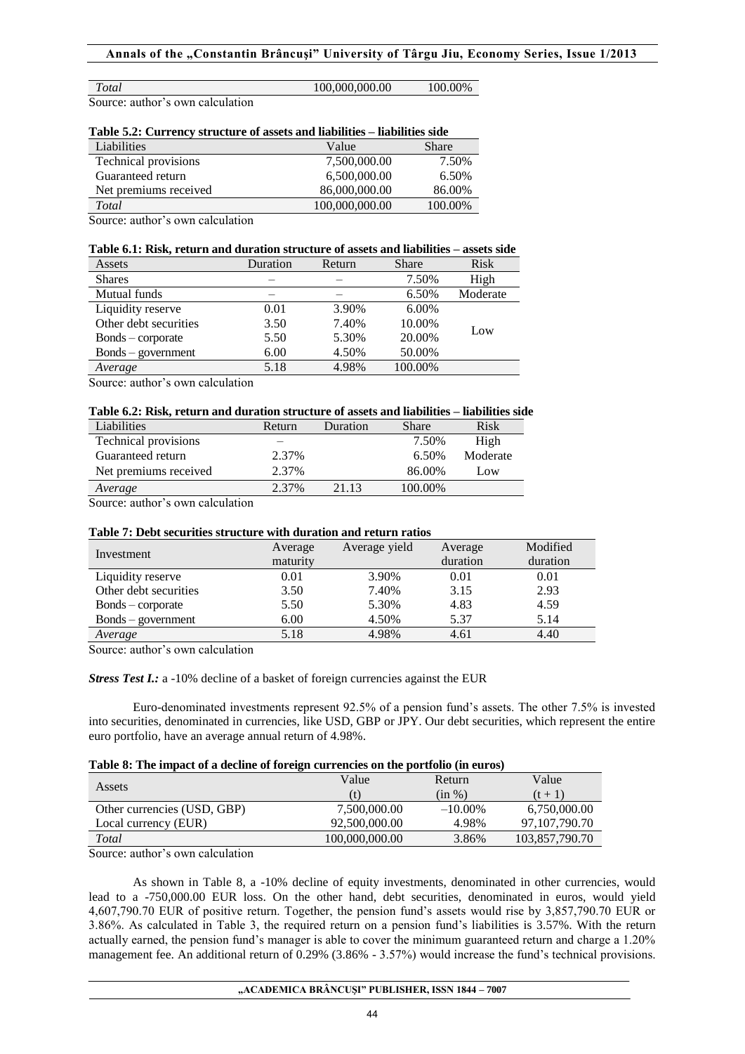| | | |
|---|---|---|
| *Total* | 100,000,000.00 | 100.00% |

Source: author's own calculation

**Table 5.2: Currency structure of assets and liabilities – liabilities side**

| Liabilities | Value | Share |
|---|---|---|
| Technical provisions | 7,500,000.00 | 7.50% |
| Guaranteed return | 6,500,000.00 | 6.50% |
| Net premiums received | 86,000,000.00 | 86.00% |
| *Total* | 100,000,000.00 | 100.00% |

Source: author's own calculation

**Table 6.1: Risk, return and duration structure of assets and liabilities – assets side**

| Assets | Duration | Return | Share | Risk |
|---|---|---|---|---|
| Shares | – | – | 7.50% | High |
| Mutual funds | – | – | 6.50% | Moderate |
| Liquidity reserve | 0.01 | 3.90% | 6.00% | Low |
| Other debt securities | 3.50 | 7.40% | 10.00% | |
| Bonds – corporate | 5.50 | 5.30% | 20.00% | |
| Bonds – government | 6.00 | 4.50% | 50.00% | |
| *Average* | 5.18 | 4.98% | 100.00% | |

Source: author's own calculation

**Table 6.2: Risk, return and duration structure of assets and liabilities – liabilities side**

| Liabilities | Return | Duration | Share | Risk |
|---|---|---|---|---|
| Technical provisions | – | | 7.50% | High |
| Guaranteed return | 2.37% | | 6.50% | Moderate |
| Net premiums received | 2.37% | | 86.00% | Low |
| *Average* | 2.37% | 21.13 | 100.00% | |

Source: author's own calculation

**Table 7: Debt securities structure with duration and return ratios**

| Investment | Average maturity | Average yield | Average duration | Modified duration |
|---|---|---|---|---|
| Liquidity reserve | 0.01 | 3.90% | 0.01 | 0.01 |
| Other debt securities | 3.50 | 7.40% | 3.15 | 2.93 |
| Bonds – corporate | 5.50 | 5.30% | 4.83 | 4.59 |
| Bonds – government | 6.00 | 4.50% | 5.37 | 5.14 |
| *Average* | 5.18 | 4.98% | 4.61 | 4.40 |

Source: author's own calculation

***Stress Test I.:*** a -10% decline of a basket of foreign currencies against the EUR

Euro-denominated investments represent 92.5% of a pension fund's assets. The other 7.5% is invested into securities, denominated in currencies, like USD, GBP or JPY. Our debt securities, which represent the entire euro portfolio, have an average annual return of 4.98%.

**Table 8: The impact of a decline of foreign currencies on the portfolio (in euros)**

| Assets | Value (t) | Return (in %) | Value (t + 1) |
|---|---|---|---|
| Other currencies (USD, GBP) | 7,500,000.00 | –10.00% | 6,750,000.00 |
| Local currency (EUR) | 92,500,000.00 | 4.98% | 97,107,790.70 |
| *Total* | 100,000,000.00 | 3.86% | 103,857,790.70 |

Source: author's own calculation

As shown in Table 8, a -10% decline of equity investments, denominated in other currencies, would lead to a -750,000.00 EUR loss. On the other hand, debt securities, denominated in euros, would yield 4,607,790.70 EUR of positive return. Together, the pension fund's assets would rise by 3,857,790.70 EUR or 3.86%. As calculated in Table 3, the required return on a pension fund's liabilities is 3.57%. With the return actually earned, the pension fund's manager is able to cover the minimum guaranteed return and charge a 1.20% management fee. An additional return of 0.29% (3.86% - 3.57%) would increase the fund's technical provisions.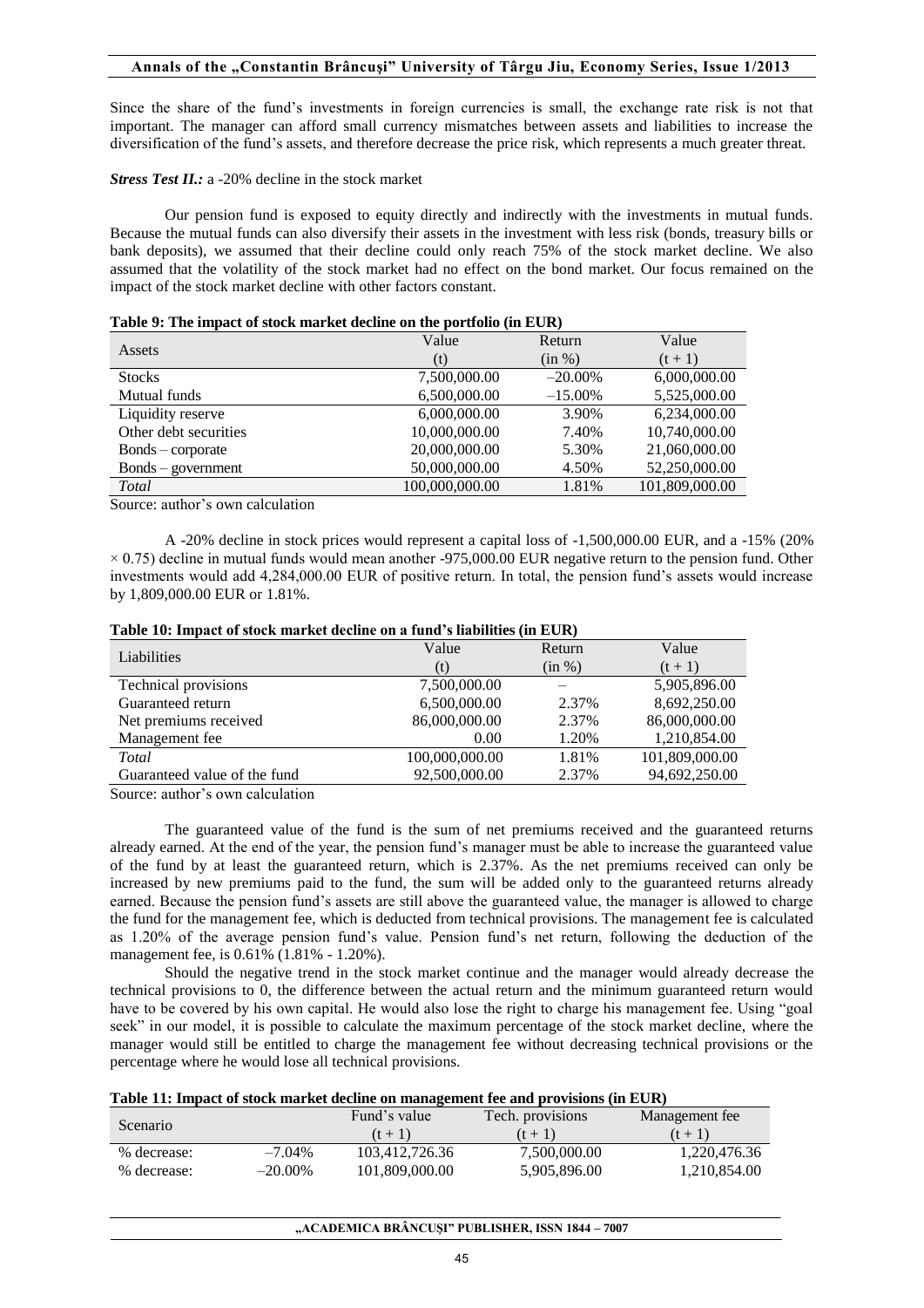Since the share of the fund's investments in foreign currencies is small, the exchange rate risk is not that important. The manager can afford small currency mismatches between assets and liabilities to increase the diversification of the fund's assets, and therefore decrease the price risk, which represents a much greater threat.

***Stress Test II.:*** a -20% decline in the stock market

Our pension fund is exposed to equity directly and indirectly with the investments in mutual funds. Because the mutual funds can also diversify their assets in the investment with less risk (bonds, treasury bills or bank deposits), we assumed that their decline could only reach 75% of the stock market decline. We also assumed that the volatility of the stock market had no effect on the bond market. Our focus remained on the impact of the stock market decline with other factors constant.

**Table 9: The impact of stock market decline on the portfolio (in EUR)**

| Assets | Value (t) | Return (in %) | Value (t + 1) |
|---|---|---|---|
| Stocks | 7,500,000.00 | –20.00% | 6,000,000.00 |
| Mutual funds | 6,500,000.00 | –15.00% | 5,525,000.00 |
| Liquidity reserve | 6,000,000.00 | 3.90% | 6,234,000.00 |
| Other debt securities | 10,000,000.00 | 7.40% | 10,740,000.00 |
| Bonds – corporate | 20,000,000.00 | 5.30% | 21,060,000.00 |
| Bonds – government | 50,000,000.00 | 4.50% | 52,250,000.00 |
| *Total* | 100,000,000.00 | 1.81% | 101,809,000.00 |

Source: author's own calculation

A -20% decline in stock prices would represent a capital loss of -1,500,000.00 EUR, and a -15% (20% × 0.75) decline in mutual funds would mean another -975,000.00 EUR negative return to the pension fund. Other investments would add 4,284,000.00 EUR of positive return. In total, the pension fund's assets would increase by 1,809,000.00 EUR or 1.81%.

**Table 10: Impact of stock market decline on a fund's liabilities (in EUR)**

| Liabilities | Value (t) | Return (in %) | Value (t + 1) |
|---|---|---|---|
| Technical provisions | 7,500,000.00 | – | 5,905,896.00 |
| Guaranteed return | 6,500,000.00 | 2.37% | 8,692,250.00 |
| Net premiums received | 86,000,000.00 | 2.37% | 86,000,000.00 |
| Management fee | 0.00 | 1.20% | 1,210,854.00 |
| *Total* | 100,000,000.00 | 1.81% | 101,809,000.00 |
| Guaranteed value of the fund | 92,500,000.00 | 2.37% | 94,692,250.00 |

Source: author's own calculation

The guaranteed value of the fund is the sum of net premiums received and the guaranteed returns already earned. At the end of the year, the pension fund's manager must be able to increase the guaranteed value of the fund by at least the guaranteed return, which is 2.37%. As the net premiums received can only be increased by new premiums paid to the fund, the sum will be added only to the guaranteed returns already earned. Because the pension fund's assets are still above the guaranteed value, the manager is allowed to charge the fund for the management fee, which is deducted from technical provisions. The management fee is calculated as 1.20% of the average pension fund's value. Pension fund's net return, following the deduction of the management fee, is 0.61% (1.81% - 1.20%).

Should the negative trend in the stock market continue and the manager would already decrease the technical provisions to 0, the difference between the actual return and the minimum guaranteed return would have to be covered by his own capital. He would also lose the right to charge his management fee. Using "goal seek" in our model, it is possible to calculate the maximum percentage of the stock market decline, where the manager would still be entitled to charge the management fee without decreasing technical provisions or the percentage where he would lose all technical provisions.

**Table 11: Impact of stock market decline on management fee and provisions (in EUR)**

| Scenario | | Fund's value (t + 1) | Tech. provisions (t + 1) | Management fee (t + 1) |
|---|---|---|---|---|
| % decrease: | –7.04% | 103,412,726.36 | 7,500,000.00 | 1,220,476.36 |
| % decrease: | –20.00% | 101,809,000.00 | 5,905,896.00 | 1,210,854.00 |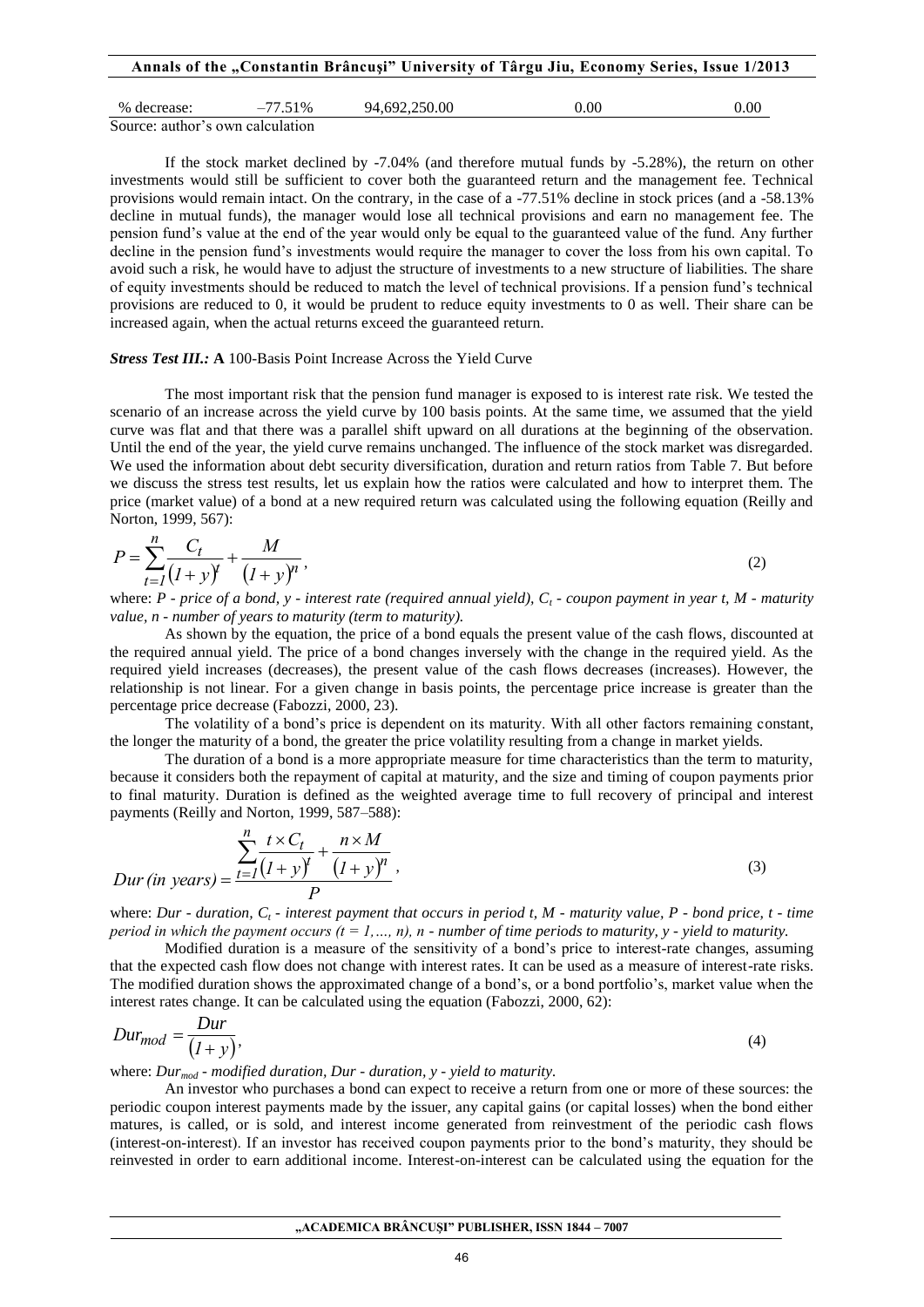| % decrease: | –77.51% | 94,692,250.00 | 0.00 | 0.00 |
|---|---|---|---|---|

Source: author's own calculation

If the stock market declined by -7.04% (and therefore mutual funds by -5.28%), the return on other investments would still be sufficient to cover both the guaranteed return and the management fee. Technical provisions would remain intact. On the contrary, in the case of a -77.51% decline in stock prices (and a -58.13% decline in mutual funds), the manager would lose all technical provisions and earn no management fee. The pension fund's value at the end of the year would only be equal to the guaranteed value of the fund. Any further decline in the pension fund's investments would require the manager to cover the loss from his own capital. To avoid such a risk, he would have to adjust the structure of investments to a new structure of liabilities. The share of equity investments should be reduced to match the level of technical provisions. If a pension fund's technical provisions are reduced to 0, it would be prudent to reduce equity investments to 0 as well. Their share can be increased again, when the actual returns exceed the guaranteed return.

***Stress Test III.:*** **A** 100-Basis Point Increase Across the Yield Curve

The most important risk that the pension fund manager is exposed to is interest rate risk. We tested the scenario of an increase across the yield curve by 100 basis points. At the same time, we assumed that the yield curve was flat and that there was a parallel shift upward on all durations at the beginning of the observation. Until the end of the year, the yield curve remains unchanged. The influence of the stock market was disregarded. We used the information about debt security diversification, duration and return ratios from Table 7. But before we discuss the stress test results, let us explain how the ratios were calculated and how to interpret them. The price (market value) of a bond at a new required return was calculated using the following equation (Reilly and Norton, 1999, 567):

$$P = \sum_{t=1}^{n} \frac{C_t}{(1+y)^t} + \frac{M}{(1+y)^n}, \tag{2}$$

where: *P - price of a bond, y - interest rate (required annual yield),* $C_t$ *- coupon payment in year t, M - maturity value, n - number of years to maturity (term to maturity).*

As shown by the equation, the price of a bond equals the present value of the cash flows, discounted at the required annual yield. The price of a bond changes inversely with the change in the required yield. As the required yield increases (decreases), the present value of the cash flows decreases (increases). However, the relationship is not linear. For a given change in basis points, the percentage price increase is greater than the percentage price decrease (Fabozzi, 2000, 23).

The volatility of a bond's price is dependent on its maturity. With all other factors remaining constant, the longer the maturity of a bond, the greater the price volatility resulting from a change in market yields.

The duration of a bond is a more appropriate measure for time characteristics than the term to maturity, because it considers both the repayment of capital at maturity, and the size and timing of coupon payments prior to final maturity. Duration is defined as the weighted average time to full recovery of principal and interest payments (Reilly and Norton, 1999, 587–588):

$$Dur\,(in\ years) = \frac{\sum_{t=1}^{n} \frac{t \times C_t}{(1+y)^t} + \frac{n \times M}{(1+y)^n}}{P}, \tag{3}$$

where: *Dur - duration,* $C_t$ *- interest payment that occurs in period t, M - maturity value, P - bond price, t - time period in which the payment occurs (t = 1,…, n), n - number of time periods to maturity, y - yield to maturity.*

Modified duration is a measure of the sensitivity of a bond's price to interest-rate changes, assuming that the expected cash flow does not change with interest rates. It can be used as a measure of interest-rate risks. The modified duration shows the approximated change of a bond's, or a bond portfolio's, market value when the interest rates change. It can be calculated using the equation (Fabozzi, 2000, 62):

$$Dur_{mod} = \frac{Dur}{(1+y)}, \tag{4}$$

where: $Dur_{mod}$ *- modified duration, Dur - duration, y - yield to maturity.*

An investor who purchases a bond can expect to receive a return from one or more of these sources: the periodic coupon interest payments made by the issuer, any capital gains (or capital losses) when the bond either matures, is called, or is sold, and interest income generated from reinvestment of the periodic cash flows (interest-on-interest). If an investor has received coupon payments prior to the bond's maturity, they should be reinvested in order to earn additional income. Interest-on-interest can be calculated using the equation for the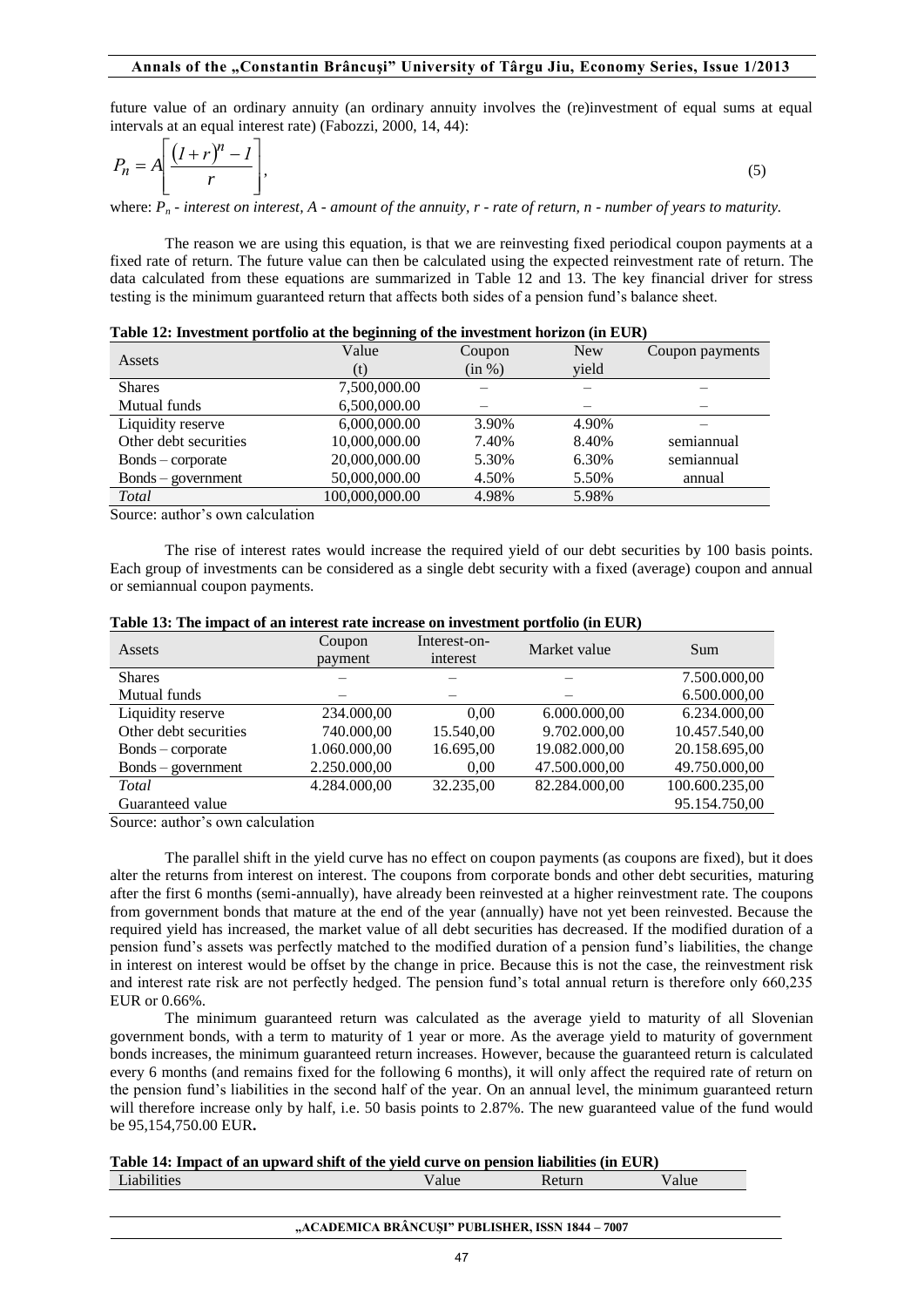future value of an ordinary annuity (an ordinary annuity involves the (re)investment of equal sums at equal intervals at an equal interest rate) (Fabozzi, 2000, 14, 44):

$$P_n = A\left[\frac{(1+r)^n - 1}{r}\right], \tag{5}$$

where: $P_n$ - *interest on interest, A - amount of the annuity, r - rate of return, n - number of years to maturity.*

The reason we are using this equation, is that we are reinvesting fixed periodical coupon payments at a fixed rate of return. The future value can then be calculated using the expected reinvestment rate of return. The data calculated from these equations are summarized in Table 12 and 13. The key financial driver for stress testing is the minimum guaranteed return that affects both sides of a pension fund's balance sheet.

**Table 12: Investment portfolio at the beginning of the investment horizon (in EUR)**

| Assets | Value (t) | Coupon (in %) | New yield | Coupon payments |
|---|---|---|---|---|
| Shares | 7,500,000.00 | – | – | – |
| Mutual funds | 6,500,000.00 | – | – | – |
| Liquidity reserve | 6,000,000.00 | 3.90% | 4.90% | – |
| Other debt securities | 10,000,000.00 | 7.40% | 8.40% | semiannual |
| Bonds – corporate | 20,000,000.00 | 5.30% | 6.30% | semiannual |
| Bonds – government | 50,000,000.00 | 4.50% | 5.50% | annual |
| *Total* | 100,000,000.00 | 4.98% | 5.98% | |

Source: author's own calculation

The rise of interest rates would increase the required yield of our debt securities by 100 basis points. Each group of investments can be considered as a single debt security with a fixed (average) coupon and annual or semiannual coupon payments.

**Table 13: The impact of an interest rate increase on investment portfolio (in EUR)**

| Assets | Coupon payment | Interest-on-interest | Market value | Sum |
|---|---|---|---|---|
| Shares | – | – | – | 7.500.000,00 |
| Mutual funds | – | – | – | 6.500.000,00 |
| Liquidity reserve | 234.000,00 | 0,00 | 6.000.000,00 | 6.234.000,00 |
| Other debt securities | 740.000,00 | 15.540,00 | 9.702.000,00 | 10.457.540,00 |
| Bonds – corporate | 1.060.000,00 | 16.695,00 | 19.082.000,00 | 20.158.695,00 |
| Bonds – government | 2.250.000,00 | 0,00 | 47.500.000,00 | 49.750.000,00 |
| *Total* | 4.284.000,00 | 32.235,00 | 82.284.000,00 | 100.600.235,00 |
| Guaranteed value | | | | 95.154.750,00 |

Source: author's own calculation

The parallel shift in the yield curve has no effect on coupon payments (as coupons are fixed), but it does alter the returns from interest on interest. The coupons from corporate bonds and other debt securities, maturing after the first 6 months (semi-annually), have already been reinvested at a higher reinvestment rate. The coupons from government bonds that mature at the end of the year (annually) have not yet been reinvested. Because the required yield has increased, the market value of all debt securities has decreased. If the modified duration of a pension fund's assets was perfectly matched to the modified duration of a pension fund's liabilities, the change in interest on interest would be offset by the change in price. Because this is not the case, the reinvestment risk and interest rate risk are not perfectly hedged. The pension fund's total annual return is therefore only 660,235 EUR or 0.66%.

The minimum guaranteed return was calculated as the average yield to maturity of all Slovenian government bonds, with a term to maturity of 1 year or more. As the average yield to maturity of government bonds increases, the minimum guaranteed return increases. However, because the guaranteed return is calculated every 6 months (and remains fixed for the following 6 months), it will only affect the required rate of return on the pension fund's liabilities in the second half of the year. On an annual level, the minimum guaranteed return will therefore increase only by half, i.e. 50 basis points to 2.87%. The new guaranteed value of the fund would be 95,154,750.00 EUR**.**

**Table 14: Impact of an upward shift of the yield curve on pension liabilities (in EUR)**

| Liabilities | Value | Return | Value |
|---|---|---|---|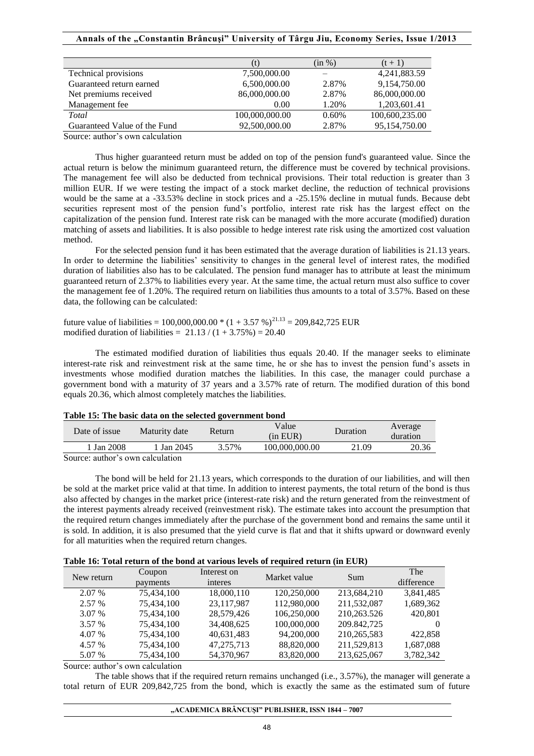|  | (t) | (in %) | (t + 1) |
| --- | --- | --- | --- |
| Technical provisions | 7,500,000.00 | – | 4,241,883.59 |
| Guaranteed return earned | 6,500,000.00 | 2.87% | 9,154,750.00 |
| Net premiums received | 86,000,000.00 | 2.87% | 86,000,000.00 |
| Management fee | 0.00 | 1.20% | 1,203,601.41 |
| *Total* | 100,000,000.00 | 0.60% | 100,600,235.00 |
| Guaranteed Value of the Fund | 92,500,000.00 | 2.87% | 95,154,750.00 |

Source: author's own calculation

Thus higher guaranteed return must be added on top of the pension fund's guaranteed value. Since the actual return is below the minimum guaranteed return, the difference must be covered by technical provisions. The management fee will also be deducted from technical provisions. Their total reduction is greater than 3 million EUR. If we were testing the impact of a stock market decline, the reduction of technical provisions would be the same at a -33.53% decline in stock prices and a -25.15% decline in mutual funds. Because debt securities represent most of the pension fund's portfolio, interest rate risk has the largest effect on the capitalization of the pension fund. Interest rate risk can be managed with the more accurate (modified) duration matching of assets and liabilities. It is also possible to hedge interest rate risk using the amortized cost valuation method.

For the selected pension fund it has been estimated that the average duration of liabilities is 21.13 years. In order to determine the liabilities' sensitivity to changes in the general level of interest rates, the modified duration of liabilities also has to be calculated. The pension fund manager has to attribute at least the minimum guaranteed return of 2.37% to liabilities every year. At the same time, the actual return must also suffice to cover the management fee of 1.20%. The required return on liabilities thus amounts to a total of 3.57%. Based on these data, the following can be calculated:

future value of liabilities = $100{,}000{,}000.00 * (1 + 3.57\ \%)^{21.13} = 209{,}842{,}725$ EUR
modified duration of liabilities = $21.13 / (1 + 3.75\%) = 20.40$

The estimated modified duration of liabilities thus equals 20.40. If the manager seeks to eliminate interest-rate risk and reinvestment risk at the same time, he or she has to invest the pension fund's assets in investments whose modified duration matches the liabilities. In this case, the manager could purchase a government bond with a maturity of 37 years and a 3.57% rate of return. The modified duration of this bond equals 20.36, which almost completely matches the liabilities.

**Table 15: The basic data on the selected government bond**

| Date of issue | Maturity date | Return | Value (in EUR) | Duration | Average duration |
| --- | --- | --- | --- | --- | --- |
| 1 Jan 2008 | 1 Jan 2045 | 3.57% | 100,000,000.00 | 21.09 | 20.36 |

Source: author's own calculation

The bond will be held for 21.13 years, which corresponds to the duration of our liabilities, and will then be sold at the market price valid at that time. In addition to interest payments, the total return of the bond is thus also affected by changes in the market price (interest-rate risk) and the return generated from the reinvestment of the interest payments already received (reinvestment risk). The estimate takes into account the presumption that the required return changes immediately after the purchase of the government bond and remains the same until it is sold. In addition, it is also presumed that the yield curve is flat and that it shifts upward or downward evenly for all maturities when the required return changes.

**Table 16: Total return of the bond at various levels of required return (in EUR)**

| New return | Coupon payments | Interest on interes | Market value | Sum | The difference |
| --- | --- | --- | --- | --- | --- |
| 2.07 % | 75,434,100 | 18,000,110 | 120,250,000 | 213,684,210 | 3,841,485 |
| 2.57 % | 75,434,100 | 23,117,987 | 112,980,000 | 211,532,087 | 1,689,362 |
| 3.07 % | 75,434,100 | 28,579,426 | 106,250,000 | 210,263.526 | 420,801 |
| 3.57 % | 75,434,100 | 34,408,625 | 100,000,000 | 209.842,725 | 0 |
| 4.07 % | 75,434,100 | 40,631,483 | 94,200,000 | 210,265,583 | 422,858 |
| 4.57 % | 75,434,100 | 47,275,713 | 88,820,000 | 211,529,813 | 1,687,088 |
| 5.07 % | 75,434,100 | 54,370,967 | 83,820,000 | 213,625,067 | 3,782,342 |

Source: author's own calculation

The table shows that if the required return remains unchanged (i.e., 3.57%), the manager will generate a total return of EUR 209,842,725 from the bond, which is exactly the same as the estimated sum of future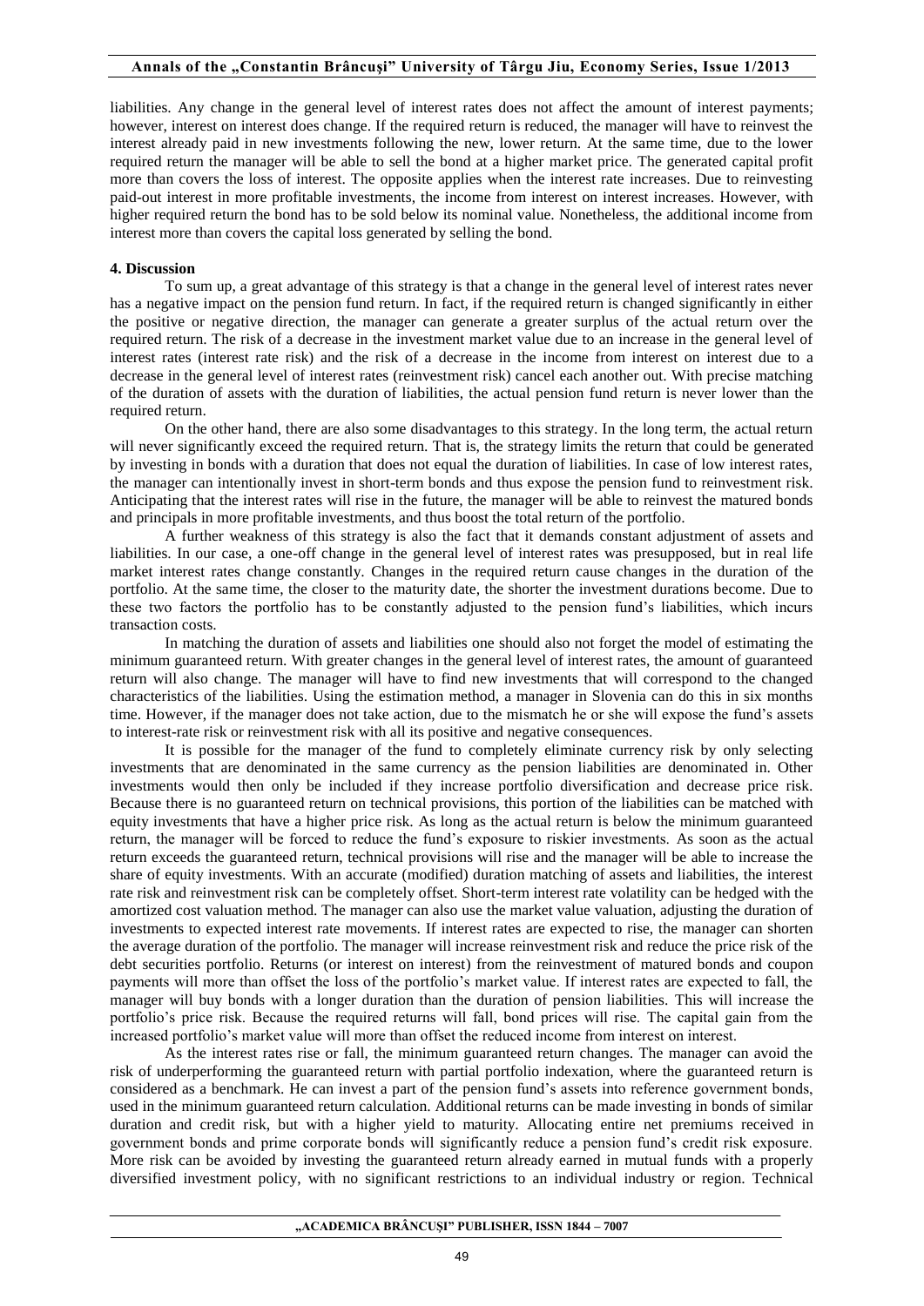liabilities. Any change in the general level of interest rates does not affect the amount of interest payments; however, interest on interest does change. If the required return is reduced, the manager will have to reinvest the interest already paid in new investments following the new, lower return. At the same time, due to the lower required return the manager will be able to sell the bond at a higher market price. The generated capital profit more than covers the loss of interest. The opposite applies when the interest rate increases. Due to reinvesting paid-out interest in more profitable investments, the income from interest on interest increases. However, with higher required return the bond has to be sold below its nominal value. Nonetheless, the additional income from interest more than covers the capital loss generated by selling the bond.

## 4. Discussion

To sum up, a great advantage of this strategy is that a change in the general level of interest rates never has a negative impact on the pension fund return. In fact, if the required return is changed significantly in either the positive or negative direction, the manager can generate a greater surplus of the actual return over the required return. The risk of a decrease in the investment market value due to an increase in the general level of interest rates (interest rate risk) and the risk of a decrease in the income from interest on interest due to a decrease in the general level of interest rates (reinvestment risk) cancel each another out. With precise matching of the duration of assets with the duration of liabilities, the actual pension fund return is never lower than the required return.

On the other hand, there are also some disadvantages to this strategy. In the long term, the actual return will never significantly exceed the required return. That is, the strategy limits the return that could be generated by investing in bonds with a duration that does not equal the duration of liabilities. In case of low interest rates, the manager can intentionally invest in short-term bonds and thus expose the pension fund to reinvestment risk. Anticipating that the interest rates will rise in the future, the manager will be able to reinvest the matured bonds and principals in more profitable investments, and thus boost the total return of the portfolio.

A further weakness of this strategy is also the fact that it demands constant adjustment of assets and liabilities. In our case, a one-off change in the general level of interest rates was presupposed, but in real life market interest rates change constantly. Changes in the required return cause changes in the duration of the portfolio. At the same time, the closer to the maturity date, the shorter the investment durations become. Due to these two factors the portfolio has to be constantly adjusted to the pension fund's liabilities, which incurs transaction costs.

In matching the duration of assets and liabilities one should also not forget the model of estimating the minimum guaranteed return. With greater changes in the general level of interest rates, the amount of guaranteed return will also change. The manager will have to find new investments that will correspond to the changed characteristics of the liabilities. Using the estimation method, a manager in Slovenia can do this in six months time. However, if the manager does not take action, due to the mismatch he or she will expose the fund's assets to interest-rate risk or reinvestment risk with all its positive and negative consequences.

It is possible for the manager of the fund to completely eliminate currency risk by only selecting investments that are denominated in the same currency as the pension liabilities are denominated in. Other investments would then only be included if they increase portfolio diversification and decrease price risk. Because there is no guaranteed return on technical provisions, this portion of the liabilities can be matched with equity investments that have a higher price risk. As long as the actual return is below the minimum guaranteed return, the manager will be forced to reduce the fund's exposure to riskier investments. As soon as the actual return exceeds the guaranteed return, technical provisions will rise and the manager will be able to increase the share of equity investments. With an accurate (modified) duration matching of assets and liabilities, the interest rate risk and reinvestment risk can be completely offset. Short-term interest rate volatility can be hedged with the amortized cost valuation method. The manager can also use the market value valuation, adjusting the duration of investments to expected interest rate movements. If interest rates are expected to rise, the manager can shorten the average duration of the portfolio. The manager will increase reinvestment risk and reduce the price risk of the debt securities portfolio. Returns (or interest on interest) from the reinvestment of matured bonds and coupon payments will more than offset the loss of the portfolio's market value. If interest rates are expected to fall, the manager will buy bonds with a longer duration than the duration of pension liabilities. This will increase the portfolio's price risk. Because the required returns will fall, bond prices will rise. The capital gain from the increased portfolio's market value will more than offset the reduced income from interest on interest.

As the interest rates rise or fall, the minimum guaranteed return changes. The manager can avoid the risk of underperforming the guaranteed return with partial portfolio indexation, where the guaranteed return is considered as a benchmark. He can invest a part of the pension fund's assets into reference government bonds, used in the minimum guaranteed return calculation. Additional returns can be made investing in bonds of similar duration and credit risk, but with a higher yield to maturity. Allocating entire net premiums received in government bonds and prime corporate bonds will significantly reduce a pension fund's credit risk exposure. More risk can be avoided by investing the guaranteed return already earned in mutual funds with a properly diversified investment policy, with no significant restrictions to an individual industry or region. Technical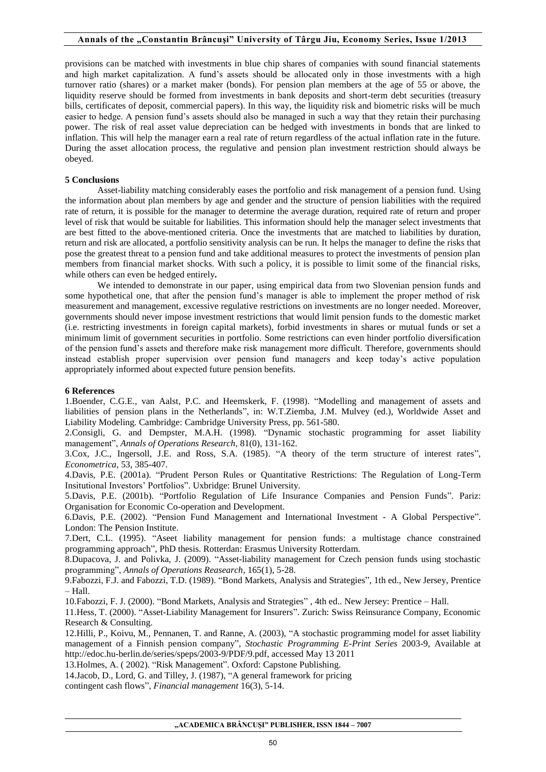provisions can be matched with investments in blue chip shares of companies with sound financial statements and high market capitalization. A fund's assets should be allocated only in those investments with a high turnover ratio (shares) or a market maker (bonds). For pension plan members at the age of 55 or above, the liquidity reserve should be formed from investments in bank deposits and short-term debt securities (treasury bills, certificates of deposit, commercial papers). In this way, the liquidity risk and biometric risks will be much easier to hedge. A pension fund's assets should also be managed in such a way that they retain their purchasing power. The risk of real asset value depreciation can be hedged with investments in bonds that are linked to inflation. This will help the manager earn a real rate of return regardless of the actual inflation rate in the future. During the asset allocation process, the regulative and pension plan investment restriction should always be obeyed.

## 5 Conclusions

Asset-liability matching considerably eases the portfolio and risk management of a pension fund. Using the information about plan members by age and gender and the structure of pension liabilities with the required rate of return, it is possible for the manager to determine the average duration, required rate of return and proper level of risk that would be suitable for liabilities. This information should help the manager select investments that are best fitted to the above-mentioned criteria. Once the investments that are matched to liabilities by duration, return and risk are allocated, a portfolio sensitivity analysis can be run. It helps the manager to define the risks that pose the greatest threat to a pension fund and take additional measures to protect the investments of pension plan members from financial market shocks. With such a policy, it is possible to limit some of the financial risks, while others can even be hedged entirely**.**

We intended to demonstrate in our paper, using empirical data from two Slovenian pension funds and some hypothetical one, that after the pension fund's manager is able to implement the proper method of risk measurement and management, excessive regulative restrictions on investments are no longer needed. Moreover, governments should never impose investment restrictions that would limit pension funds to the domestic market (i.e. restricting investments in foreign capital markets), forbid investments in shares or mutual funds or set a minimum limit of government securities in portfolio. Some restrictions can even hinder portfolio diversification of the pension fund's assets and therefore make risk management more difficult. Therefore, governments should instead establish proper supervision over pension fund managers and keep today's active population appropriately informed about expected future pension benefits.

## 6 References

1.Boender, C.G.E., van Aalst, P.C. and Heemskerk, F. (1998). "Modelling and management of assets and liabilities of pension plans in the Netherlands", in: W.T.Ziemba, J.M. Mulvey (ed.), Worldwide Asset and Liability Modeling. Cambridge: Cambridge University Press, pp. 561-580.

2.Consigli, G. and Dempster, M.A.H. (1998). "Dynamic stochastic programming for asset liability management", *Annals of Operations Research*, 81(0), 131-162.

3.Cox, J.C., Ingersoll, J.E. and Ross, S.A. (1985). "A theory of the term structure of interest rates", *Econometrica*, 53, 385-407.

4.Davis, P.E. (2001a). "Prudent Person Rules or Quantitative Restrictions: The Regulation of Long-Term Insitutional Investors' Portfolios". Uxbridge: Brunel University.

5.Davis, P.E. (2001b). "Portfolio Regulation of Life Insurance Companies and Pension Funds". Pariz: Organisation for Economic Co-operation and Development.

6.Davis, P.E. (2002). "Pension Fund Management and International Investment - A Global Perspective". London: The Pension Institute.

7.Dert, C.L. (1995). "Aseet liability management for pension funds: a multistage chance constrained programming approach", PhD thesis. Rotterdan: Erasmus University Rotterdam.

8.Dupacova, J. and Polivka, J. (2009). "Asset-liability management for Czech pension funds using stochastic programming", *Annals of Operations Reasearch*, 165(1), 5-28.

9.Fabozzi, F.J. and Fabozzi, T.D. (1989). "Bond Markets, Analysis and Strategies", 1th ed., New Jersey, Prentice – Hall.

10.Fabozzi, F. J. (2000). "Bond Markets, Analysis and Strategies" , 4th ed.. New Jersey: Prentice – Hall.

11.Hess, T. (2000). "Asset-Liability Management for Insurers". Zurich: Swiss Reinsurance Company, Economic Research & Consulting.

12.Hilli, P., Koivu, M., Pennanen, T. and Ranne, A. (2003), "A stochastic programming model for asset liability management of a Finnish pension company", *Stochastic Programming E-Print Series* 2003-9, Available at http://edoc.hu-berlin.de/series/speps/2003-9/PDF/9.pdf, accessed May 13 2011

13.Holmes, A. ( 2002). "Risk Management". Oxford: Capstone Publishing.

14.Jacob, D., Lord, G. and Tilley, J. (1987), "A general framework for pricing contingent cash flows", *Financial management* 16(3), 5-14.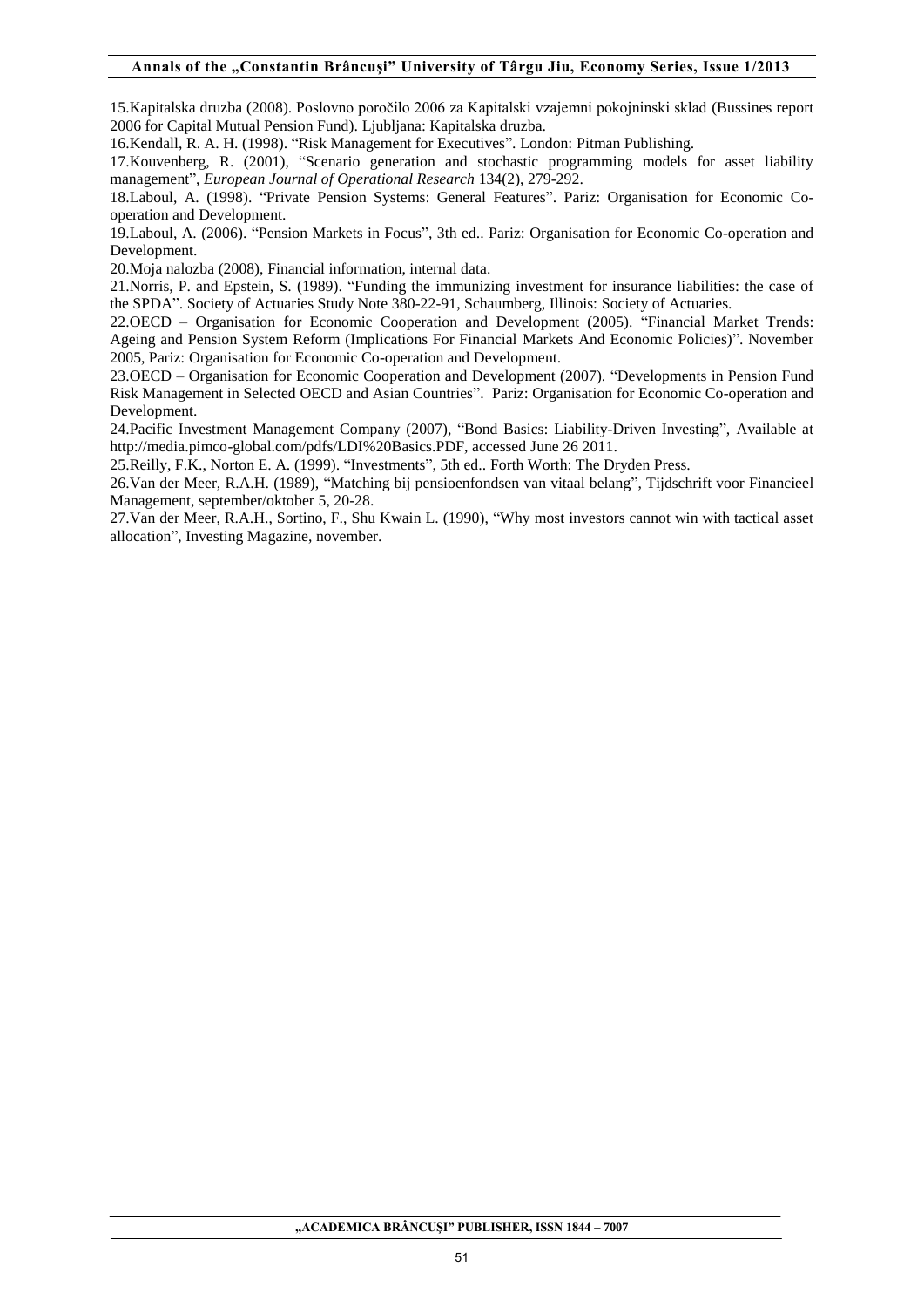15.Kapitalska druzba (2008). Poslovno poročilo 2006 za Kapitalski vzajemni pokojninski sklad (Bussines report 2006 for Capital Mutual Pension Fund). Ljubljana: Kapitalska druzba.

16.Kendall, R. A. H. (1998). “Risk Management for Executives”. London: Pitman Publishing.

17.Kouvenberg, R. (2001), “Scenario generation and stochastic programming models for asset liability management”, *European Journal of Operational Research* 134(2), 279-292.

18.Laboul, A. (1998). “Private Pension Systems: General Features”. Pariz: Organisation for Economic Co-operation and Development.

19.Laboul, A. (2006). “Pension Markets in Focus”, 3th ed.. Pariz: Organisation for Economic Co-operation and Development.

20.Moja nalozba (2008), Financial information, internal data.

21.Norris, P. and Epstein, S. (1989). “Funding the immunizing investment for insurance liabilities: the case of the SPDA”. Society of Actuaries Study Note 380-22-91, Schaumberg, Illinois: Society of Actuaries.

22.OECD – Organisation for Economic Cooperation and Development (2005). “Financial Market Trends: Ageing and Pension System Reform (Implications For Financial Markets And Economic Policies)”. November 2005, Pariz: Organisation for Economic Co-operation and Development.

23.OECD – Organisation for Economic Cooperation and Development (2007). “Developments in Pension Fund Risk Management in Selected OECD and Asian Countries”. Pariz: Organisation for Economic Co-operation and Development.

24.Pacific Investment Management Company (2007), “Bond Basics: Liability-Driven Investing”, Available at http://media.pimco-global.com/pdfs/LDI%20Basics.PDF, accessed June 26 2011.

25.Reilly, F.K., Norton E. A. (1999). “Investments”, 5th ed.. Forth Worth: The Dryden Press.

26.Van der Meer, R.A.H. (1989), “Matching bij pensioenfondsen van vitaal belang”, Tijdschrift voor Financieel Management, september/oktober 5, 20-28.

27.Van der Meer, R.A.H., Sortino, F., Shu Kwain L. (1990), “Why most investors cannot win with tactical asset allocation”, Investing Magazine, november.